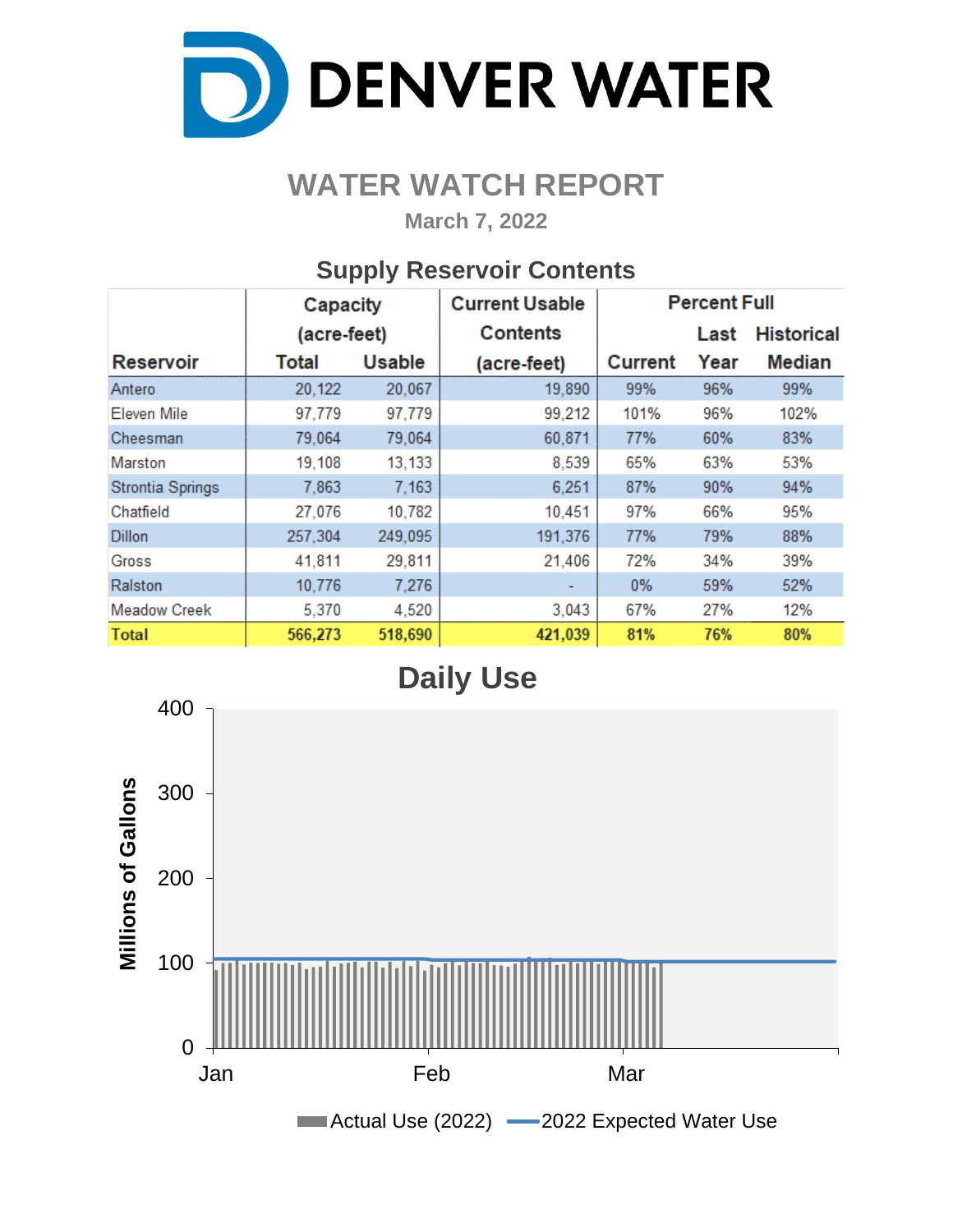DENVER WATER

# WATER WATCH REPORT

March 7, 2022

## Supply Reservoir Contents

| Reservoir | Capacity (acre-feet) Total | Usable | Current Usable Contents (acre-feet) | Percent Full Current | Last Year | Historical Median |
|---|---|---|---|---|---|---|
| Antero | 20,122 | 20,067 | 19,890 | 99% | 96% | 99% |
| Eleven Mile | 97,779 | 97,779 | 99,212 | 101% | 96% | 102% |
| Cheesman | 79,064 | 79,064 | 60,871 | 77% | 60% | 83% |
| Marston | 19,108 | 13,133 | 8,539 | 65% | 63% | 53% |
| Strontia Springs | 7,863 | 7,163 | 6,251 | 87% | 90% | 94% |
| Chatfield | 27,076 | 10,782 | 10,451 | 97% | 66% | 95% |
| Dillon | 257,304 | 249,095 | 191,376 | 77% | 79% | 88% |
| Gross | 41,811 | 29,811 | 21,406 | 72% | 34% | 39% |
| Ralston | 10,776 | 7,276 | - | 0% | 59% | 52% |
| Meadow Creek | 5,370 | 4,520 | 3,043 | 67% | 27% | 12% |
| **Total** | **566,273** | **518,690** | **421,039** | **81%** | **76%** | **80%** |

## Daily Use

Millions of Gallons

400

300

200

100

0

Jan

Feb

Mar

Actual Use (2022)

2022 Expected Water Use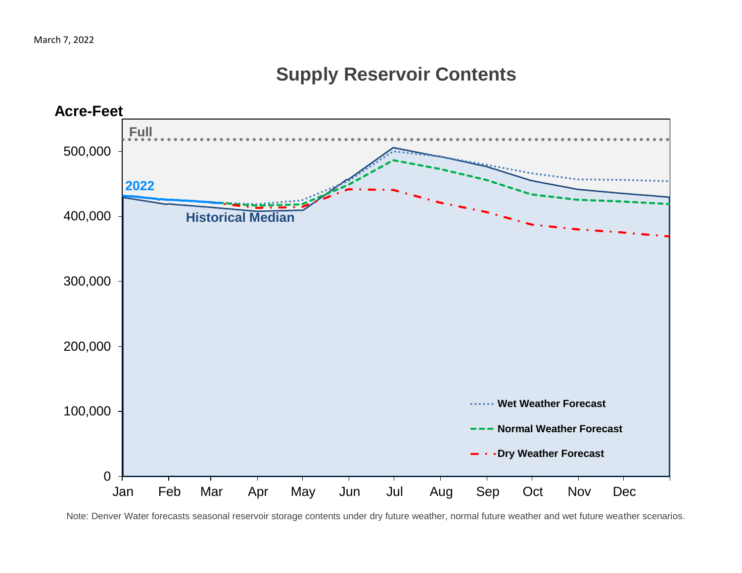March 7, 2022

## Supply Reservoir Contents

Acre-Feet

Full

500,000

400,000

300,000

200,000

100,000

0

2022

Historical Median

Jan Feb Mar Apr May Jun Jul Aug Sep Oct Nov Dec

Wet Weather Forecast

Normal Weather Forecast

Dry Weather Forecast

Note: Denver Water forecasts seasonal reservoir storage contents under dry future weather, normal future weather and wet future weather scenarios.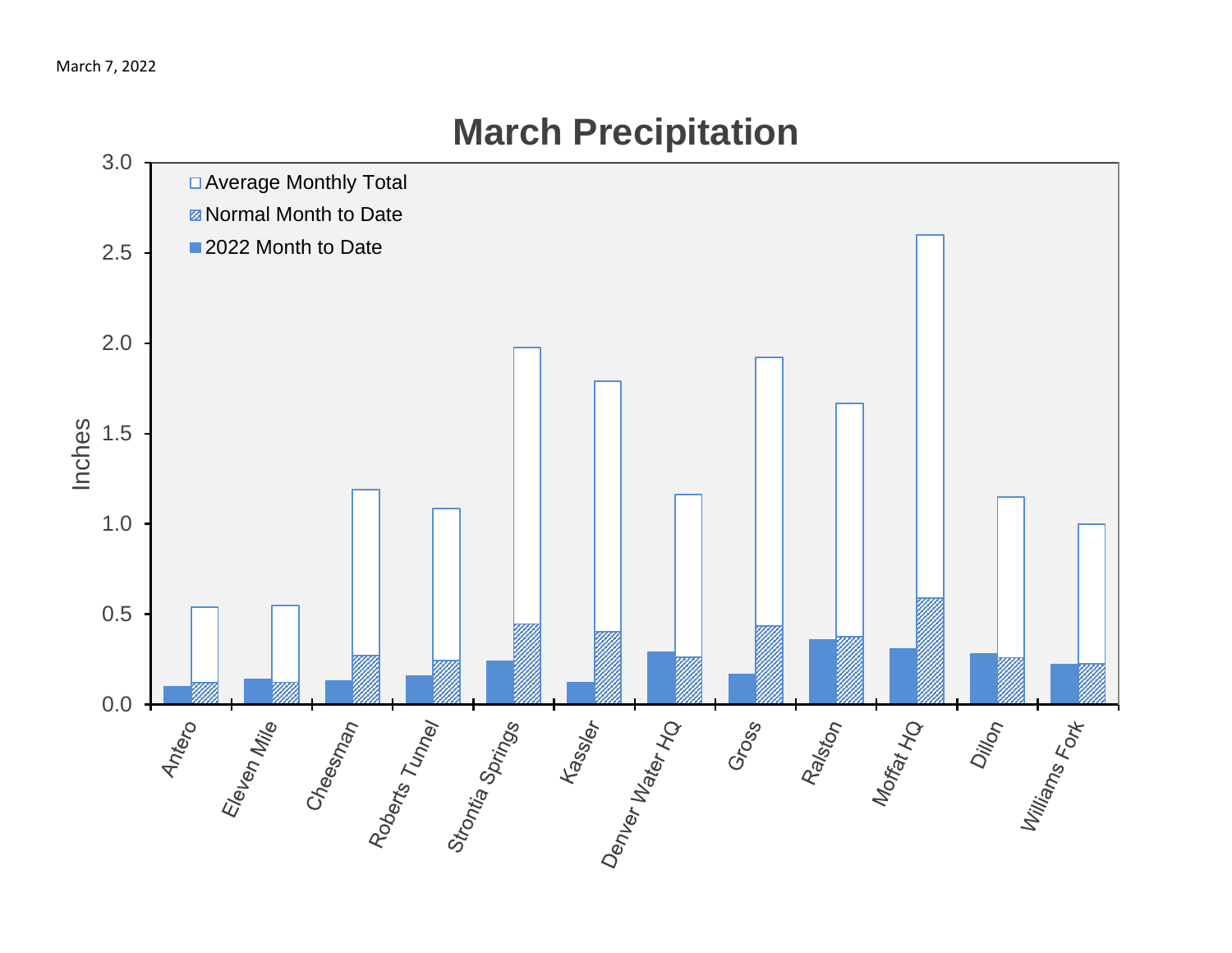March 7, 2022

# March Precipitation

Average Monthly Total
Normal Month to Date
2022 Month to Date

Inches

3.0
2.5
2.0
1.5
1.0
0.5
0.0

Antero
Eleven Mile
Cheesman
Roberts Tunnel
Strontia Springs
Kassler
Denver Water HQ
Gross
Ralston
Moffat HQ
Dillon
Williams Fork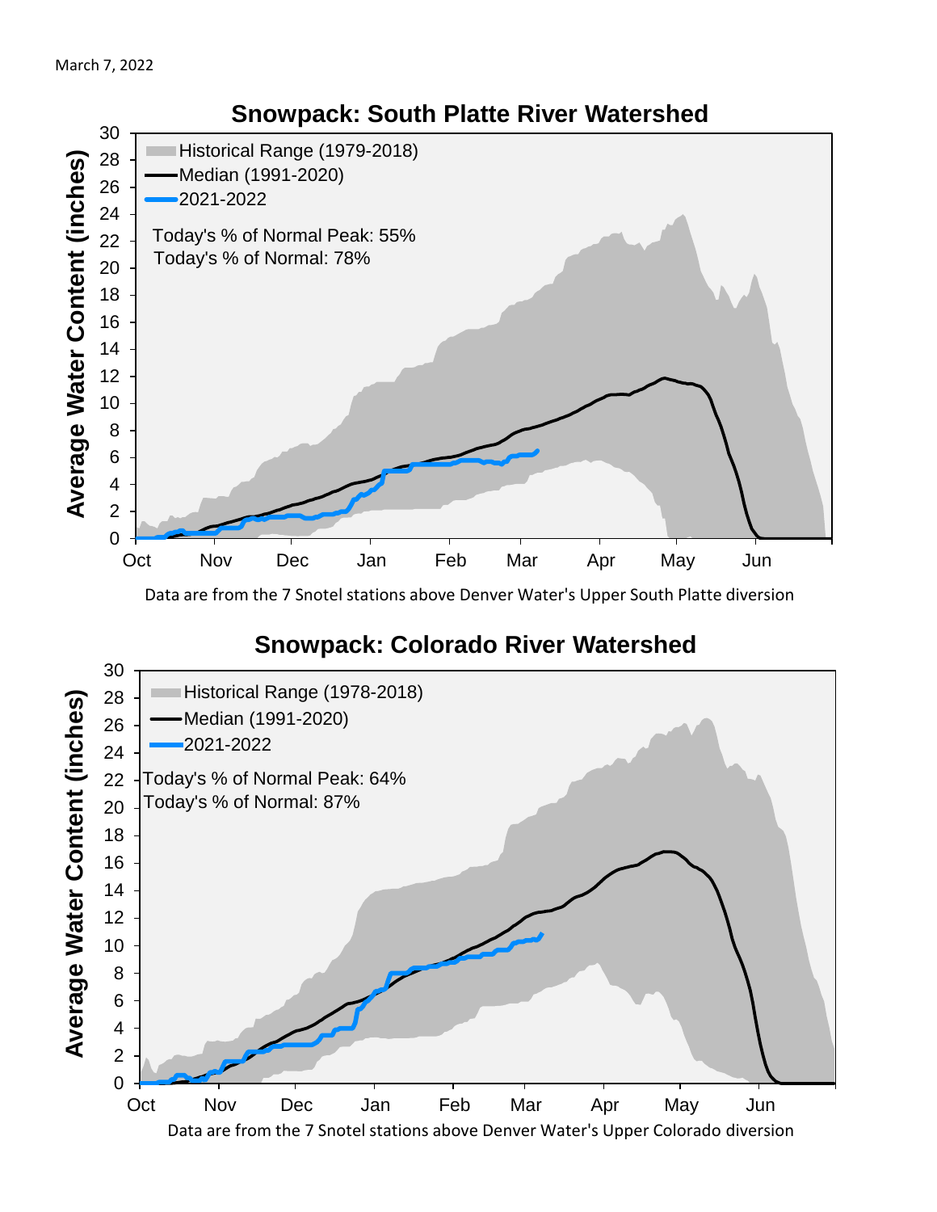March 7, 2022

## Snowpack: South Platte River Watershed

Average Water Content (inches)

30
28
26
24
22
20
18
16
14
12
10
8
6
4
2
0

Oct Nov Dec Jan Feb Mar Apr May Jun

Historical Range (1979-2018)
Median (1991-2020)
2021-2022

Today's % of Normal Peak: 55%
Today's % of Normal: 78%

Data are from the 7 Snotel stations above Denver Water's Upper South Platte diversion

## Snowpack: Colorado River Watershed

Average Water Content (inches)

30
28
26
24
22
20
18
16
14
12
10
8
6
4
2
0

Oct Nov Dec Jan Feb Mar Apr May Jun

Historical Range (1978-2018)
Median (1991-2020)
2021-2022

Today's % of Normal Peak: 64%
Today's % of Normal: 87%

Data are from the 7 Snotel stations above Denver Water's Upper Colorado diversion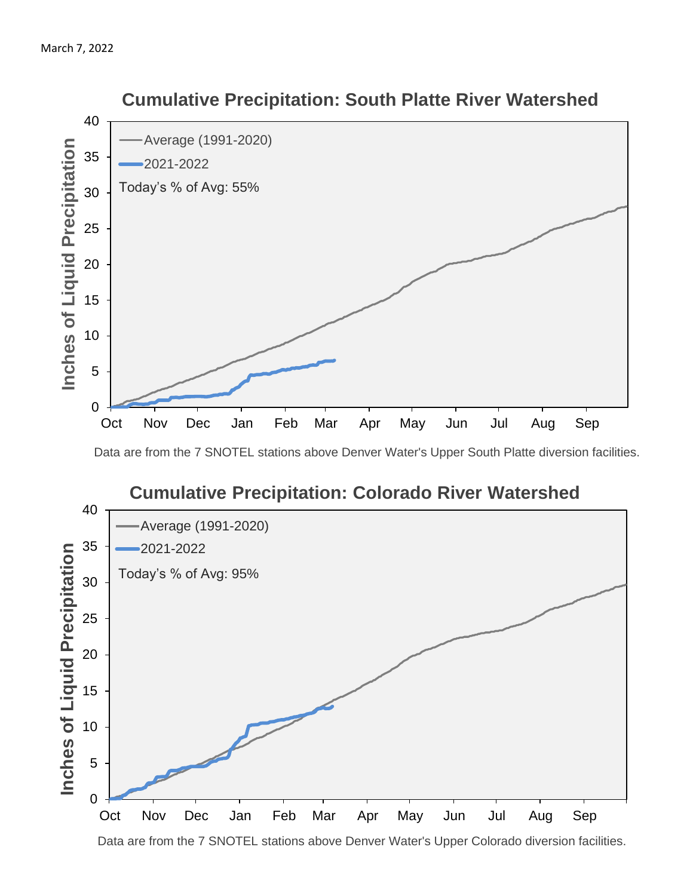March 7, 2022

## Cumulative Precipitation: South Platte River Watershed

Inches of Liquid Precipitation

40
35
30
25
20
15
10
5
0

Oct Nov Dec Jan Feb Mar Apr May Jun Jul Aug Sep

Average (1991-2020)
2021-2022
Today's % of Avg: 55%

Data are from the 7 SNOTEL stations above Denver Water's Upper South Platte diversion facilities.

## Cumulative Precipitation: Colorado River Watershed

Inches of Liquid Precipitation

40
35
30
25
20
15
10
5
0

Oct Nov Dec Jan Feb Mar Apr May Jun Jul Aug Sep

Average (1991-2020)
2021-2022
Today's % of Avg: 95%

Data are from the 7 SNOTEL stations above Denver Water's Upper Colorado diversion facilities.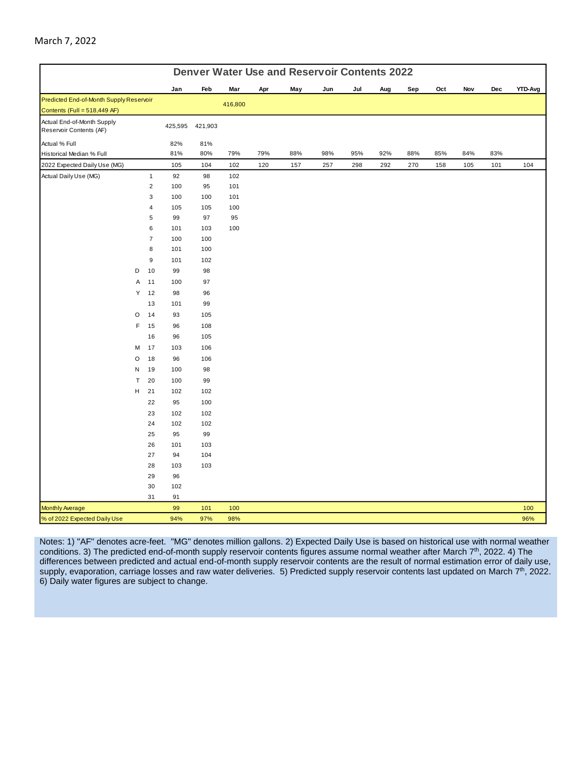March 7, 2022

## Denver Water Use and Reservoir Contents 2022

| | | | Jan | Feb | Mar | Apr | May | Jun | Jul | Aug | Sep | Oct | Nov | Dec | YTD-Avg |
|---|---|---|---|---|---|---|---|---|---|---|---|---|---|---|---|
| Predicted End-of-Month Supply Reservoir Contents (Full = 518,449 AF) | | | | | 416,800 | | | | | | | | | | |
| Actual End-of-Month Supply Reservoir Contents (AF) | | | 425,595 | 421,903 | | | | | | | | | | | |
| Actual % Full | | | 82% | 81% | | | | | | | | | | | |
| Historical Median % Full | | | 81% | 80% | 79% | 79% | 88% | 98% | 95% | 92% | 88% | 85% | 84% | 83% | |
| 2022 Expected Daily Use (MG) | | | 105 | 104 | 102 | 120 | 157 | 257 | 298 | 292 | 270 | 158 | 105 | 101 | 104 |
| Actual Daily Use (MG) | | 1 | 92 | 98 | 102 | | | | | | | | | | |
| | | 2 | 100 | 95 | 101 | | | | | | | | | | |
| | | 3 | 100 | 100 | 101 | | | | | | | | | | |
| | | 4 | 105 | 105 | 100 | | | | | | | | | | |
| | | 5 | 99 | 97 | 95 | | | | | | | | | | |
| | | 6 | 101 | 103 | 100 | | | | | | | | | | |
| | | 7 | 100 | 100 | | | | | | | | | | | |
| | | 8 | 101 | 100 | | | | | | | | | | | |
| | | 9 | 101 | 102 | | | | | | | | | | | |
| | D | 10 | 99 | 98 | | | | | | | | | | | |
| | A | 11 | 100 | 97 | | | | | | | | | | | |
| | Y | 12 | 98 | 96 | | | | | | | | | | | |
| | | 13 | 101 | 99 | | | | | | | | | | | |
| | O | 14 | 93 | 105 | | | | | | | | | | | |
| | F | 15 | 96 | 108 | | | | | | | | | | | |
| | | 16 | 96 | 105 | | | | | | | | | | | |
| | M | 17 | 103 | 106 | | | | | | | | | | | |
| | O | 18 | 96 | 106 | | | | | | | | | | | |
| | N | 19 | 100 | 98 | | | | | | | | | | | |
| | T | 20 | 100 | 99 | | | | | | | | | | | |
| | H | 21 | 102 | 102 | | | | | | | | | | | |
| | | 22 | 95 | 100 | | | | | | | | | | | |
| | | 23 | 102 | 102 | | | | | | | | | | | |
| | | 24 | 102 | 102 | | | | | | | | | | | |
| | | 25 | 95 | 99 | | | | | | | | | | | |
| | | 26 | 101 | 103 | | | | | | | | | | | |
| | | 27 | 94 | 104 | | | | | | | | | | | |
| | | 28 | 103 | 103 | | | | | | | | | | | |
| | | 29 | 96 | | | | | | | | | | | | |
| | | 30 | 102 | | | | | | | | | | | | |
| | | 31 | 91 | | | | | | | | | | | | |
| Monthly Average | | | 99 | 101 | 100 | | | | | | | | | | 100 |
| % of 2022 Expected Daily Use | | | 94% | 97% | 98% | | | | | | | | | | 96% |

Notes: 1) "AF" denotes acre-feet. "MG" denotes million gallons. 2) Expected Daily Use is based on historical use with normal weather conditions. 3) The predicted end-of-month supply reservoir contents figures assume normal weather after March 7th, 2022. 4) The differences between predicted and actual end-of-month supply reservoir contents are the result of normal estimation error of daily use, supply, evaporation, carriage losses and raw water deliveries. 5) Predicted supply reservoir contents last updated on March 7th, 2022. 6) Daily water figures are subject to change.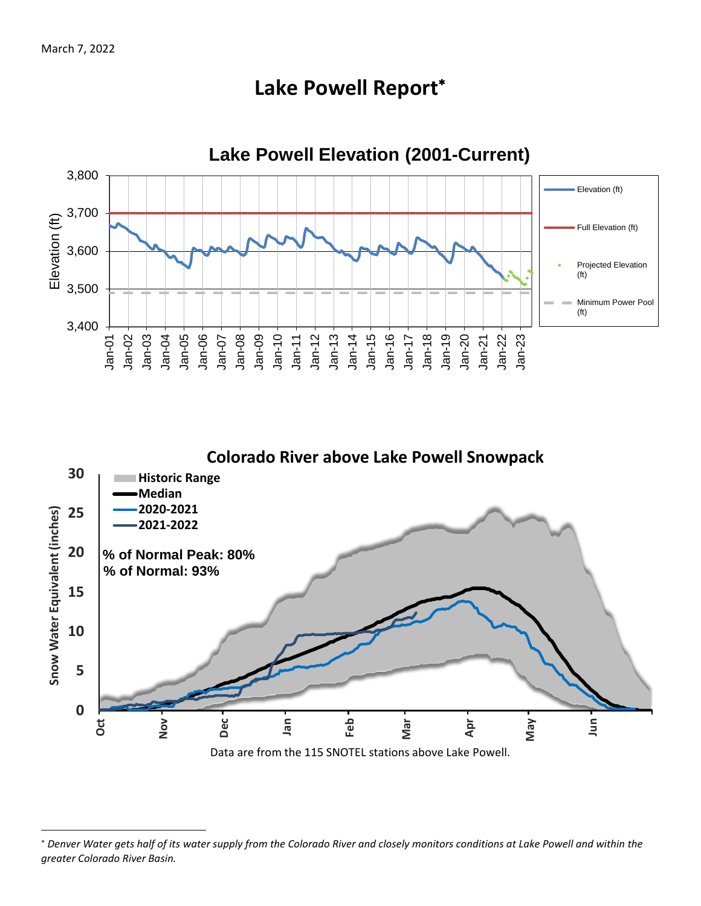March 7, 2022

# Lake Powell Report*

## Lake Powell Elevation (2001-Current)

Elevation (ft)

3,800
3,700
3,600
3,500
3,400

Jan-01 Jan-02 Jan-03 Jan-04 Jan-05 Jan-06 Jan-07 Jan-08 Jan-09 Jan-10 Jan-11 Jan-12 Jan-13 Jan-14 Jan-15 Jan-16 Jan-17 Jan-18 Jan-19 Jan-20 Jan-21 Jan-22 Jan-23

Elevation (ft)
Full Elevation (ft)
Projected Elevation (ft)
Minimum Power Pool (ft)

## Colorado River above Lake Powell Snowpack

Snow Water Equivalent (inches)

30
25
20
15
10
5
0

Oct Nov Dec Jan Feb Mar Apr May Jun

Historic Range
Median
2020-2021
2021-2022

**% of Normal Peak: 80%**
**% of Normal: 93%**

Data are from the 115 SNOTEL stations above Lake Powell.

---

* *Denver Water gets half of its water supply from the Colorado River and closely monitors conditions at Lake Powell and within the greater Colorado River Basin.*